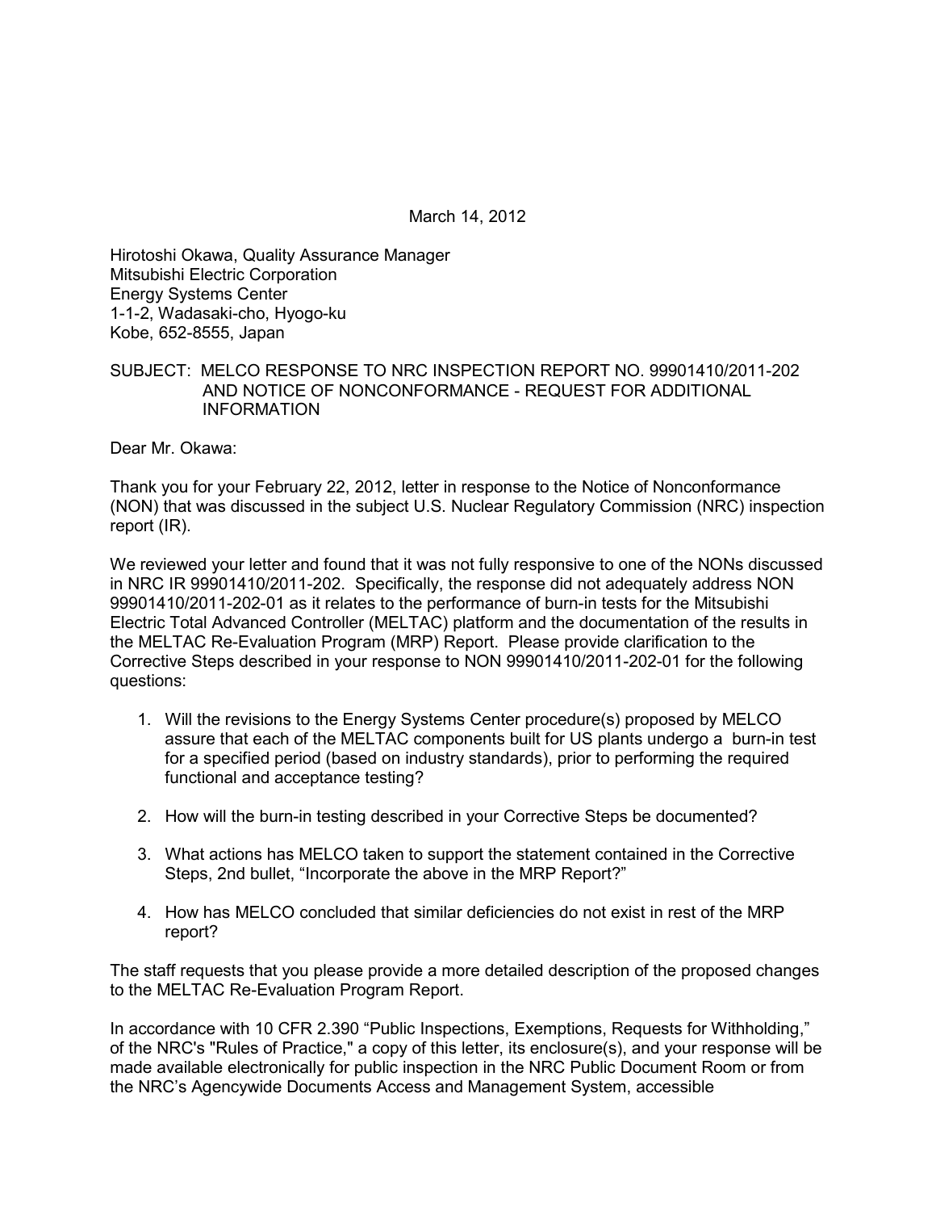March 14, 2012

Hirotoshi Okawa, Quality Assurance Manager
Mitsubishi Electric Corporation
Energy Systems Center
1-1-2, Wadasaki-cho, Hyogo-ku
Kobe, 652-8555, Japan

SUBJECT: MELCO RESPONSE TO NRC INSPECTION REPORT NO. 99901410/2011-202 AND NOTICE OF NONCONFORMANCE - REQUEST FOR ADDITIONAL INFORMATION

Dear Mr. Okawa:

Thank you for your February 22, 2012, letter in response to the Notice of Nonconformance (NON) that was discussed in the subject U.S. Nuclear Regulatory Commission (NRC) inspection report (IR).

We reviewed your letter and found that it was not fully responsive to one of the NONs discussed in NRC IR 99901410/2011-202. Specifically, the response did not adequately address NON 99901410/2011-202-01 as it relates to the performance of burn-in tests for the Mitsubishi Electric Total Advanced Controller (MELTAC) platform and the documentation of the results in the MELTAC Re-Evaluation Program (MRP) Report. Please provide clarification to the Corrective Steps described in your response to NON 99901410/2011-202-01 for the following questions:

1. Will the revisions to the Energy Systems Center procedure(s) proposed by MELCO assure that each of the MELTAC components built for US plants undergo a burn-in test for a specified period (based on industry standards), prior to performing the required functional and acceptance testing?

2. How will the burn-in testing described in your Corrective Steps be documented?

3. What actions has MELCO taken to support the statement contained in the Corrective Steps, 2nd bullet, "Incorporate the above in the MRP Report?"

4. How has MELCO concluded that similar deficiencies do not exist in rest of the MRP report?

The staff requests that you please provide a more detailed description of the proposed changes to the MELTAC Re-Evaluation Program Report.

In accordance with 10 CFR 2.390 "Public Inspections, Exemptions, Requests for Withholding," of the NRC's "Rules of Practice," a copy of this letter, its enclosure(s), and your response will be made available electronically for public inspection in the NRC Public Document Room or from the NRC's Agencywide Documents Access and Management System, accessible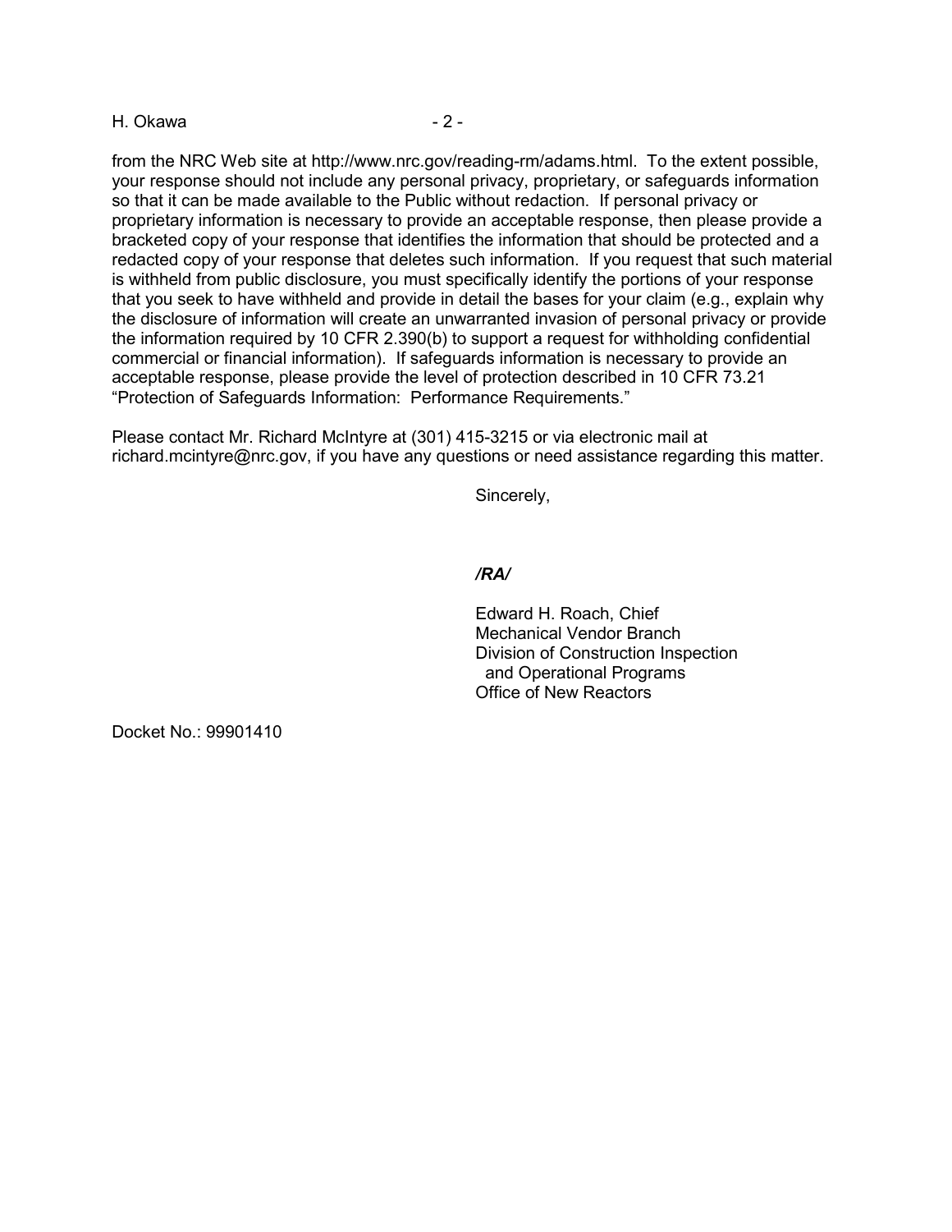from the NRC Web site at http://www.nrc.gov/reading-rm/adams.html. To the extent possible, your response should not include any personal privacy, proprietary, or safeguards information so that it can be made available to the Public without redaction. If personal privacy or proprietary information is necessary to provide an acceptable response, then please provide a bracketed copy of your response that identifies the information that should be protected and a redacted copy of your response that deletes such information. If you request that such material is withheld from public disclosure, you must specifically identify the portions of your response that you seek to have withheld and provide in detail the bases for your claim (e.g., explain why the disclosure of information will create an unwarranted invasion of personal privacy or provide the information required by 10 CFR 2.390(b) to support a request for withholding confidential commercial or financial information). If safeguards information is necessary to provide an acceptable response, please provide the level of protection described in 10 CFR 73.21 "Protection of Safeguards Information: Performance Requirements."

Please contact Mr. Richard McIntyre at (301) 415-3215 or via electronic mail at richard.mcintyre@nrc.gov, if you have any questions or need assistance regarding this matter.

Sincerely,

*/RA/*

Edward H. Roach, Chief
Mechanical Vendor Branch
Division of Construction Inspection
and Operational Programs
Office of New Reactors

Docket No.: 99901410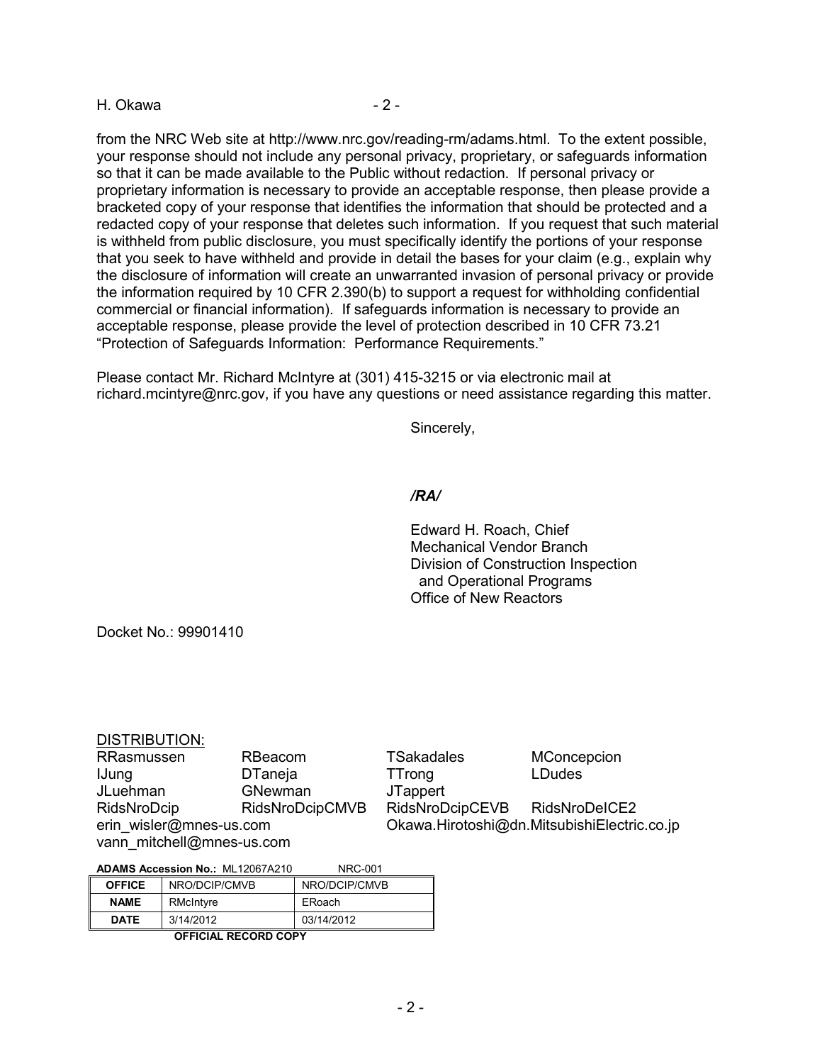from the NRC Web site at http://www.nrc.gov/reading-rm/adams.html. To the extent possible, your response should not include any personal privacy, proprietary, or safeguards information so that it can be made available to the Public without redaction. If personal privacy or proprietary information is necessary to provide an acceptable response, then please provide a bracketed copy of your response that identifies the information that should be protected and a redacted copy of your response that deletes such information. If you request that such material is withheld from public disclosure, you must specifically identify the portions of your response that you seek to have withheld and provide in detail the bases for your claim (e.g., explain why the disclosure of information will create an unwarranted invasion of personal privacy or provide the information required by 10 CFR 2.390(b) to support a request for withholding confidential commercial or financial information). If safeguards information is necessary to provide an acceptable response, please provide the level of protection described in 10 CFR 73.21 "Protection of Safeguards Information: Performance Requirements."

Please contact Mr. Richard McIntyre at (301) 415-3215 or via electronic mail at richard.mcintyre@nrc.gov, if you have any questions or need assistance regarding this matter.

Sincerely,

*/RA/*

Edward H. Roach, Chief
Mechanical Vendor Branch
Division of Construction Inspection
and Operational Programs
Office of New Reactors

Docket No.: 99901410

DISTRIBUTION:

RRasmussen RBeacom TSakadales MConcepcion
IJung DTaneja TTrong LDudes
JLuehman GNewman JTappert
RidsNroDcip RidsNroDcipCMVB RidsNroDcipCEVB RidsNroDeICE2
erin_wisler@mnes-us.com Okawa.Hirotoshi@dn.MitsubishiElectric.co.jp
vann_mitchell@mnes-us.com

**ADAMS Accession No.:** ML12067A210 NRC-001

| **OFFICE** | NRO/DCIP/CMVB | NRO/DCIP/CMVB |
|---|---|---|
| **NAME** | RMcIntyre | ERoach |
| **DATE** | 3/14/2012 | 03/14/2012 |

**OFFICIAL RECORD COPY**